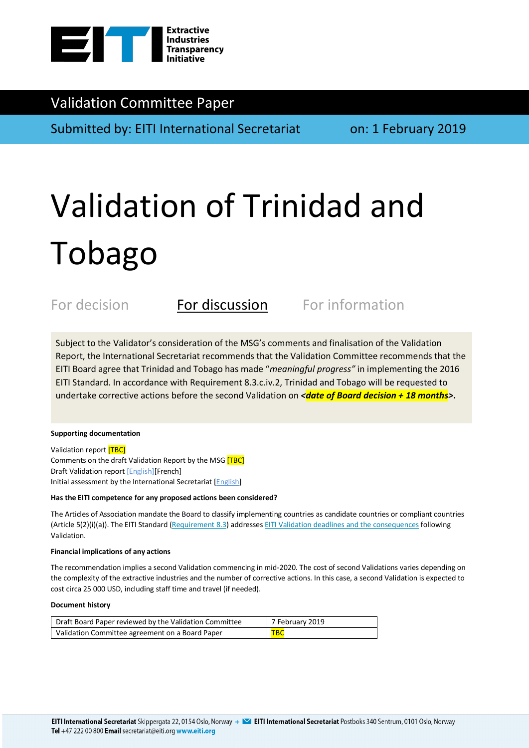Extractive Industries Transparency Initiative

# Validation Committee Paper

Submitted by: EITI International Secretariat on: 1 February 2019

# Validation of Trinidad and Tobago

For decision **For discussion** For information

Subject to the Validator's consideration of the MSG's comments and finalisation of the Validation Report, the International Secretariat recommends that the Validation Committee recommends that the EITI Board agree that Trinidad and Tobago has made "*meaningful progress"* in implementing the 2016 EITI Standard. In accordance with Requirement 8.3.c.iv.2, Trinidad and Tobago will be requested to undertake corrective actions before the second Validation on ***<date of Board decision + 18 months>*.**

**Supporting documentation**

Validation report [TBC]
Comments on the draft Validation Report by the MSG [TBC]
Draft Validation report [English][French]
Initial assessment by the International Secretariat [English]

**Has the EITI competence for any proposed actions been considered?**

The Articles of Association mandate the Board to classify implementing countries as candidate countries or compliant countries (Article 5(2)(i)(a)). The EITI Standard (Requirement 8.3) addresses EITI Validation deadlines and the consequences following Validation.

**Financial implications of any actions**

The recommendation implies a second Validation commencing in mid-2020. The cost of second Validations varies depending on the complexity of the extractive industries and the number of corrective actions. In this case, a second Validation is expected to cost circa 25 000 USD, including staff time and travel (if needed).

**Document history**

| Draft Board Paper reviewed by the Validation Committee | 7 February 2019 |
|---|---|
| Validation Committee agreement on a Board Paper | TBC |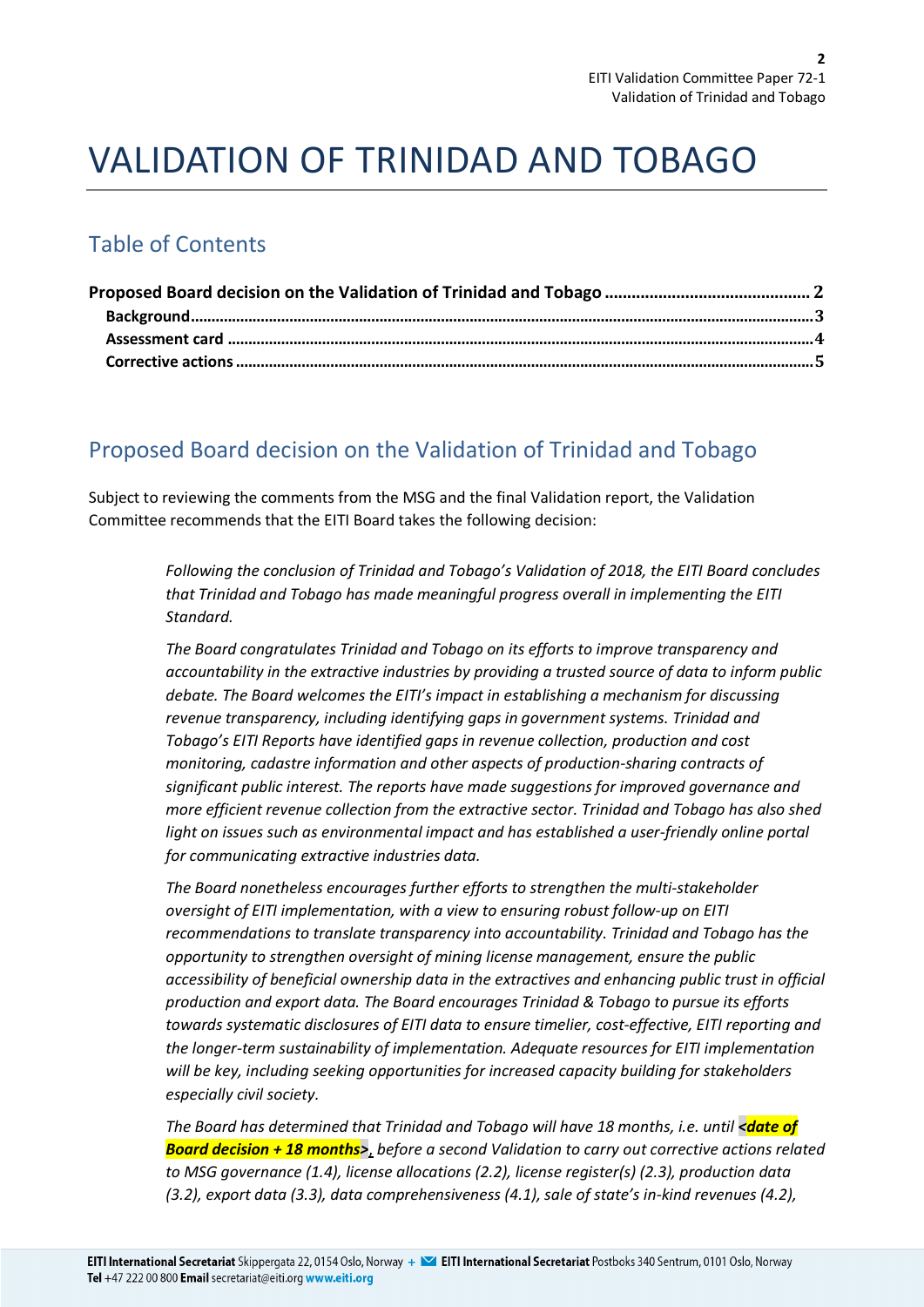# VALIDATION OF TRINIDAD AND TOBAGO

## Table of Contents

**Proposed Board decision on the Validation of Trinidad and Tobago ............................................ 2**
- **Background................................................................................................................................3**
- **Assessment card .......................................................................................................................4**
- **Corrective actions .....................................................................................................................5**

## Proposed Board decision on the Validation of Trinidad and Tobago

Subject to reviewing the comments from the MSG and the final Validation report, the Validation Committee recommends that the EITI Board takes the following decision:

> *Following the conclusion of Trinidad and Tobago's Validation of 2018, the EITI Board concludes that Trinidad and Tobago has made meaningful progress overall in implementing the EITI Standard.*
>
> *The Board congratulates Trinidad and Tobago on its efforts to improve transparency and accountability in the extractive industries by providing a trusted source of data to inform public debate. The Board welcomes the EITI's impact in establishing a mechanism for discussing revenue transparency, including identifying gaps in government systems. Trinidad and Tobago's EITI Reports have identified gaps in revenue collection, production and cost monitoring, cadastre information and other aspects of production-sharing contracts of significant public interest. The reports have made suggestions for improved governance and more efficient revenue collection from the extractive sector. Trinidad and Tobago has also shed light on issues such as environmental impact and has established a user-friendly online portal for communicating extractive industries data.*
>
> *The Board nonetheless encourages further efforts to strengthen the multi-stakeholder oversight of EITI implementation, with a view to ensuring robust follow-up on EITI recommendations to translate transparency into accountability. Trinidad and Tobago has the opportunity to strengthen oversight of mining license management, ensure the public accessibility of beneficial ownership data in the extractives and enhancing public trust in official production and export data. The Board encourages Trinidad & Tobago to pursue its efforts towards systematic disclosures of EITI data to ensure timelier, cost-effective, EITI reporting and the longer-term sustainability of implementation. Adequate resources for EITI implementation will be key, including seeking opportunities for increased capacity building for stakeholders especially civil society.*
>
> *The Board has determined that Trinidad and Tobago will have 18 months, i.e. until* ***<date of Board decision + 18 months>****, before a second Validation to carry out corrective actions related to MSG governance (1.4), license allocations (2.2), license register(s) (2.3), production data (3.2), export data (3.3), data comprehensiveness (4.1), sale of state's in-kind revenues (4.2),*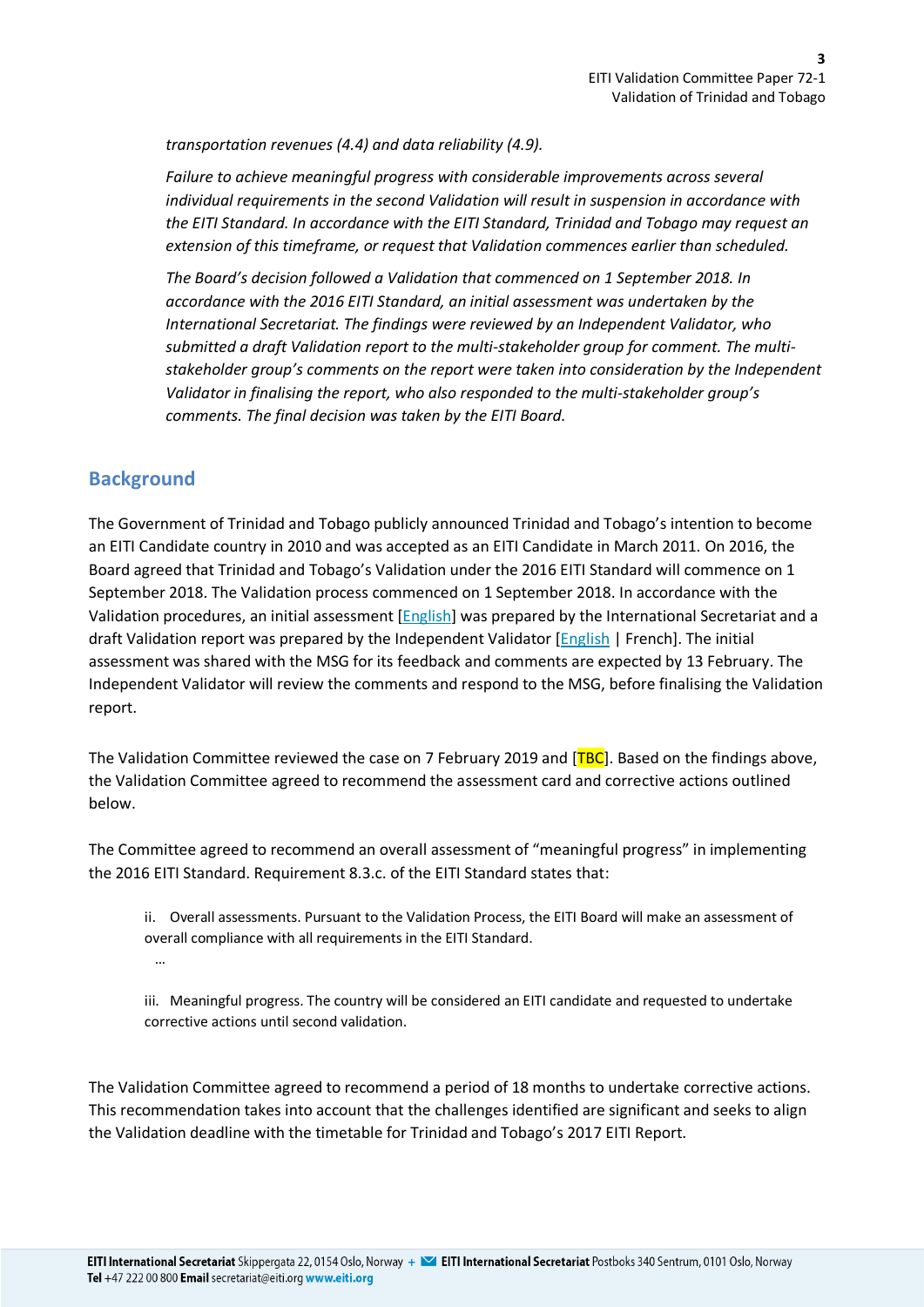*transportation revenues (4.4) and data reliability (4.9).*

*Failure to achieve meaningful progress with considerable improvements across several individual requirements in the second Validation will result in suspension in accordance with the EITI Standard. In accordance with the EITI Standard, Trinidad and Tobago may request an extension of this timeframe, or request that Validation commences earlier than scheduled.*

*The Board's decision followed a Validation that commenced on 1 September 2018. In accordance with the 2016 EITI Standard, an initial assessment was undertaken by the International Secretariat. The findings were reviewed by an Independent Validator, who submitted a draft Validation report to the multi-stakeholder group for comment. The multi-stakeholder group's comments on the report were taken into consideration by the Independent Validator in finalising the report, who also responded to the multi-stakeholder group's comments. The final decision was taken by the EITI Board.*

## Background

The Government of Trinidad and Tobago publicly announced Trinidad and Tobago's intention to become an EITI Candidate country in 2010 and was accepted as an EITI Candidate in March 2011. On 2016, the Board agreed that Trinidad and Tobago's Validation under the 2016 EITI Standard will commence on 1 September 2018. The Validation process commenced on 1 September 2018. In accordance with the Validation procedures, an initial assessment [English] was prepared by the International Secretariat and a draft Validation report was prepared by the Independent Validator [English | French]. The initial assessment was shared with the MSG for its feedback and comments are expected by 13 February. The Independent Validator will review the comments and respond to the MSG, before finalising the Validation report.

The Validation Committee reviewed the case on 7 February 2019 and [TBC]. Based on the findings above, the Validation Committee agreed to recommend the assessment card and corrective actions outlined below.

The Committee agreed to recommend an overall assessment of "meaningful progress" in implementing the 2016 EITI Standard. Requirement 8.3.c. of the EITI Standard states that:

> ii. Overall assessments. Pursuant to the Validation Process, the EITI Board will make an assessment of overall compliance with all requirements in the EITI Standard.
>
> …
>
> iii. Meaningful progress. The country will be considered an EITI candidate and requested to undertake corrective actions until second validation.

The Validation Committee agreed to recommend a period of 18 months to undertake corrective actions. This recommendation takes into account that the challenges identified are significant and seeks to align the Validation deadline with the timetable for Trinidad and Tobago's 2017 EITI Report.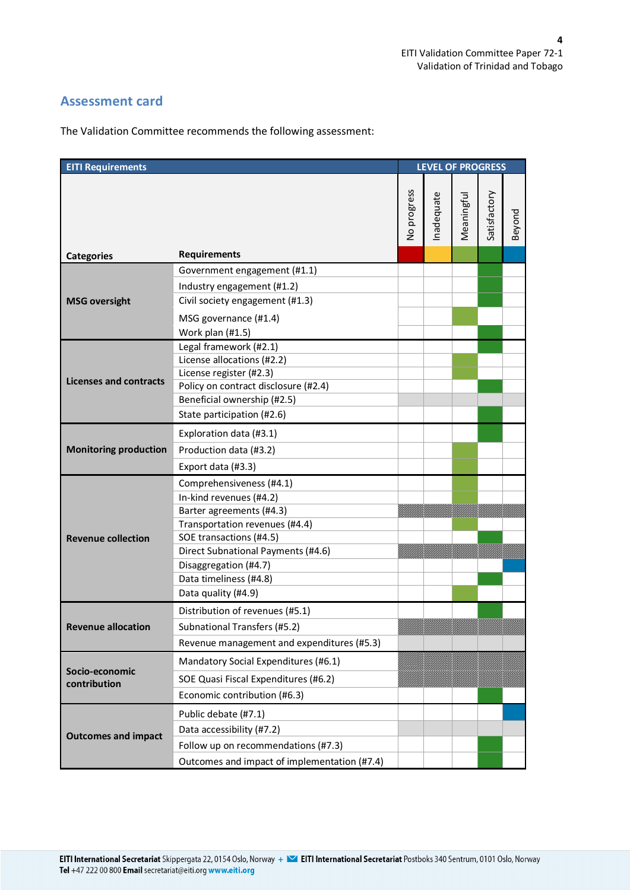## Assessment card

The Validation Committee recommends the following assessment:

| EITI Requirements | | LEVEL OF PROGRESS | | | | |
|---|---|---|---|---|---|---|
| Categories | Requirements | No progress | Inadequate | Meaningful | Satisfactory | Beyond |
| MSG oversight | Government engagement (#1.1) | | | | X | |
| | Industry engagement (#1.2) | | | | X | |
| | Civil society engagement (#1.3) | | | | X | |
| | MSG governance (#1.4) | | | X | | |
| | Work plan (#1.5) | | | | X | |
| Licenses and contracts | Legal framework (#2.1) | | | | X | |
| | License allocations (#2.2) | | | X | | |
| | License register (#2.3) | | | X | | |
| | Policy on contract disclosure (#2.4) | | | | X | |
| | Beneficial ownership (#2.5) | | | | | |
| | State participation (#2.6) | | | | X | |
| Monitoring production | Exploration data (#3.1) | | | | X | |
| | Production data (#3.2) | | | X | | |
| | Export data (#3.3) | | | X | | |
| Revenue collection | Comprehensiveness (#4.1) | | | X | | |
| | In-kind revenues (#4.2) | | | X | | |
| | Barter agreements (#4.3) | N/A | N/A | N/A | N/A | N/A |
| | Transportation revenues (#4.4) | | | X | | |
| | SOE transactions (#4.5) | | | | X | |
| | Direct Subnational Payments (#4.6) | N/A | N/A | N/A | N/A | N/A |
| | Disaggregation (#4.7) | | | | | X |
| | Data timeliness (#4.8) | | | | X | |
| | Data quality (#4.9) | | | X | | |
| Revenue allocation | Distribution of revenues (#5.1) | | | | X | |
| | Subnational Transfers (#5.2) | N/A | N/A | N/A | N/A | N/A |
| | Revenue management and expenditures (#5.3) | | | | | |
| Socio-economic contribution | Mandatory Social Expenditures (#6.1) | N/A | N/A | N/A | N/A | N/A |
| | SOE Quasi Fiscal Expenditures (#6.2) | N/A | N/A | N/A | N/A | N/A |
| | Economic contribution (#6.3) | | | | X | |
| Outcomes and impact | Public debate (#7.1) | | | | | X |
| | Data accessibility (#7.2) | | | | | |
| | Follow up on recommendations (#7.3) | | | | X | |
| | Outcomes and impact of implementation (#7.4) | | | | X | |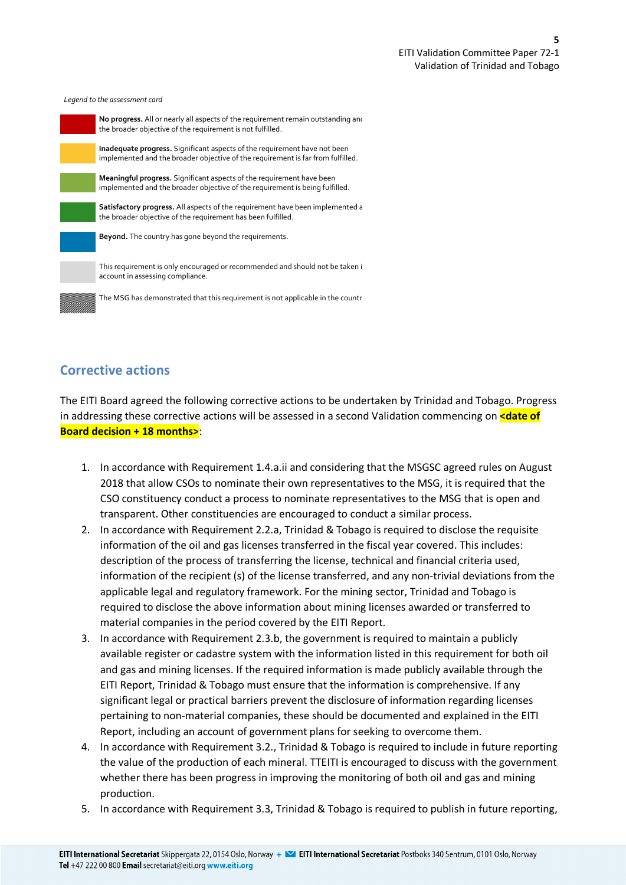*Legend to the assessment card*

**No progress.** All or nearly all aspects of the requirement remain outstanding and the broader objective of the requirement is not fulfilled.

**Inadequate progress.** Significant aspects of the requirement have not been implemented and the broader objective of the requirement is far from fulfilled.

**Meaningful progress.** Significant aspects of the requirement have been implemented and the broader objective of the requirement is being fulfilled.

**Satisfactory progress.** All aspects of the requirement have been implemented a the broader objective of the requirement has been fulfilled.

**Beyond.** The country has gone beyond the requirements.

This requirement is only encouraged or recommended and should not be taken i account in assessing compliance.

The MSG has demonstrated that this requirement is not applicable in the countr

## Corrective actions

The EITI Board agreed the following corrective actions to be undertaken by Trinidad and Tobago. Progress in addressing these corrective actions will be assessed in a second Validation commencing on **<date of Board decision + 18 months>**:

1. In accordance with Requirement 1.4.a.ii and considering that the MSGSC agreed rules on August 2018 that allow CSOs to nominate their own representatives to the MSG, it is required that the CSO constituency conduct a process to nominate representatives to the MSG that is open and transparent. Other constituencies are encouraged to conduct a similar process.
2. In accordance with Requirement 2.2.a, Trinidad & Tobago is required to disclose the requisite information of the oil and gas licenses transferred in the fiscal year covered. This includes: description of the process of transferring the license, technical and financial criteria used, information of the recipient (s) of the license transferred, and any non-trivial deviations from the applicable legal and regulatory framework. For the mining sector, Trinidad and Tobago is required to disclose the above information about mining licenses awarded or transferred to material companies in the period covered by the EITI Report.
3. In accordance with Requirement 2.3.b, the government is required to maintain a publicly available register or cadastre system with the information listed in this requirement for both oil and gas and mining licenses. If the required information is made publicly available through the EITI Report, Trinidad & Tobago must ensure that the information is comprehensive. If any significant legal or practical barriers prevent the disclosure of information regarding licenses pertaining to non-material companies, these should be documented and explained in the EITI Report, including an account of government plans for seeking to overcome them.
4. In accordance with Requirement 3.2., Trinidad & Tobago is required to include in future reporting the value of the production of each mineral. TTEITI is encouraged to discuss with the government whether there has been progress in improving the monitoring of both oil and gas and mining production.
5. In accordance with Requirement 3.3, Trinidad & Tobago is required to publish in future reporting,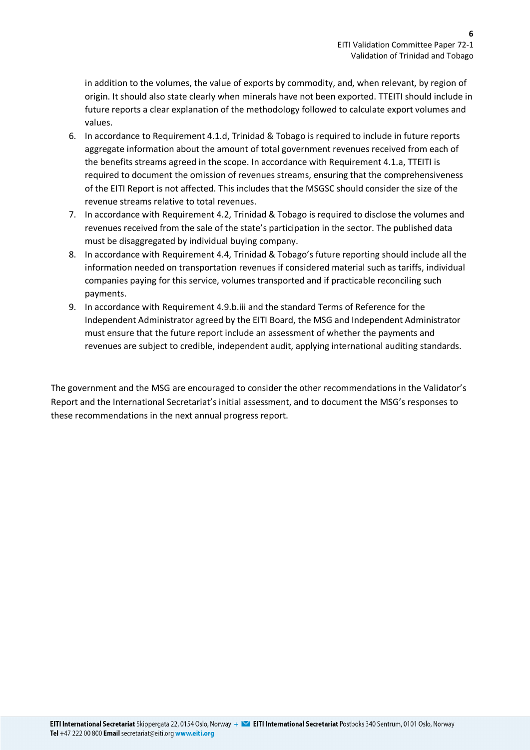in addition to the volumes, the value of exports by commodity, and, when relevant, by region of origin. It should also state clearly when minerals have not been exported. TTEITI should include in future reports a clear explanation of the methodology followed to calculate export volumes and values.

6. In accordance to Requirement 4.1.d, Trinidad & Tobago is required to include in future reports aggregate information about the amount of total government revenues received from each of the benefits streams agreed in the scope. In accordance with Requirement 4.1.a, TTEITI is required to document the omission of revenues streams, ensuring that the comprehensiveness of the EITI Report is not affected. This includes that the MSGSC should consider the size of the revenue streams relative to total revenues.
7. In accordance with Requirement 4.2, Trinidad & Tobago is required to disclose the volumes and revenues received from the sale of the state's participation in the sector. The published data must be disaggregated by individual buying company.
8. In accordance with Requirement 4.4, Trinidad & Tobago's future reporting should include all the information needed on transportation revenues if considered material such as tariffs, individual companies paying for this service, volumes transported and if practicable reconciling such payments.
9. In accordance with Requirement 4.9.b.iii and the standard Terms of Reference for the Independent Administrator agreed by the EITI Board, the MSG and Independent Administrator must ensure that the future report include an assessment of whether the payments and revenues are subject to credible, independent audit, applying international auditing standards.

The government and the MSG are encouraged to consider the other recommendations in the Validator's Report and the International Secretariat's initial assessment, and to document the MSG's responses to these recommendations in the next annual progress report.